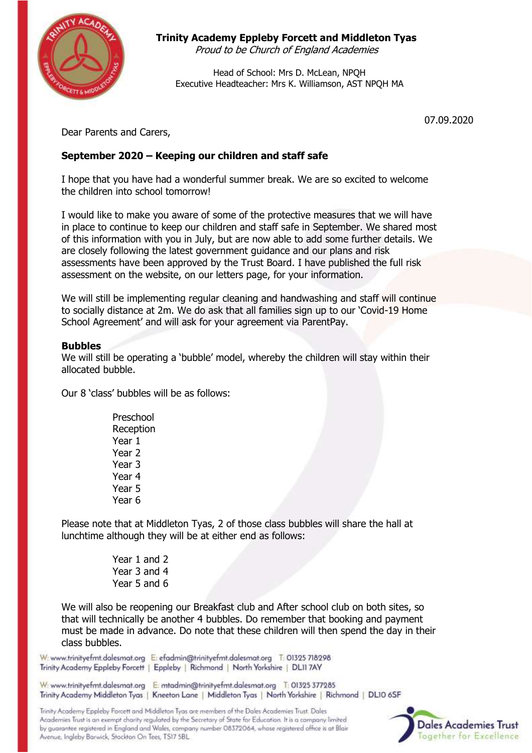**Trinity Academy Eppleby Forcett and Middleton Tyas**
*Proud to be Church of England Academies*

Head of School: Mrs D. McLean, NPQH
Executive Headteacher: Mrs K. Williamson, AST NPQH MA

07.09.2020

Dear Parents and Carers,

**September 2020 – Keeping our children and staff safe**

I hope that you have had a wonderful summer break. We are so excited to welcome the children into school tomorrow!

I would like to make you aware of some of the protective measures that we will have in place to continue to keep our children and staff safe in September. We shared most of this information with you in July, but are now able to add some further details. We are closely following the latest government guidance and our plans and risk assessments have been approved by the Trust Board. I have published the full risk assessment on the website, on our letters page, for your information.

We will still be implementing regular cleaning and handwashing and staff will continue to socially distance at 2m. We do ask that all families sign up to our 'Covid-19 Home School Agreement' and will ask for your agreement via ParentPay.

**Bubbles**

We will still be operating a 'bubble' model, whereby the children will stay within their allocated bubble.

Our 8 'class' bubbles will be as follows:

Preschool
Reception
Year 1
Year 2
Year 3
Year 4
Year 5
Year 6

Please note that at Middleton Tyas, 2 of those class bubbles will share the hall at lunchtime although they will be at either end as follows:

Year 1 and 2
Year 3 and 4
Year 5 and 6

We will also be reopening our Breakfast club and After school club on both sites, so that will technically be another 4 bubbles. Do remember that booking and payment must be made in advance. Do note that these children will then spend the day in their class bubbles.

W: www.trinityefmt.dalesmat.org | E: efadmin@trinityefmt.dalesmat.org | T: 01325 718298
Trinity Academy Eppleby Forcett | Eppleby | Richmond | North Yorkshire | DL11 7AY

W: www.trinityefmt.dalesmat.org | E: mtadmin@trinityefmt.dalesmat.org | T: 01325 377285
Trinity Academy Middleton Tyas | Kneeton Lane | Middleton Tyas | North Yorkshire | Richmond | DL10 6SF

Trinity Academy Eppleby Forcett and Middleton Tyas are members of the Dales Academies Trust. Dales Academies Trust is an exempt charity regulated by the Secretary of State for Education. It is a company limited by guarantee registered in England and Wales, company number 08372064, whose registered office is at Blair Avenue, Ingleby Barwick, Stockton On Tees, TS17 5BL.

Dales Academies Trust
Together for Excellence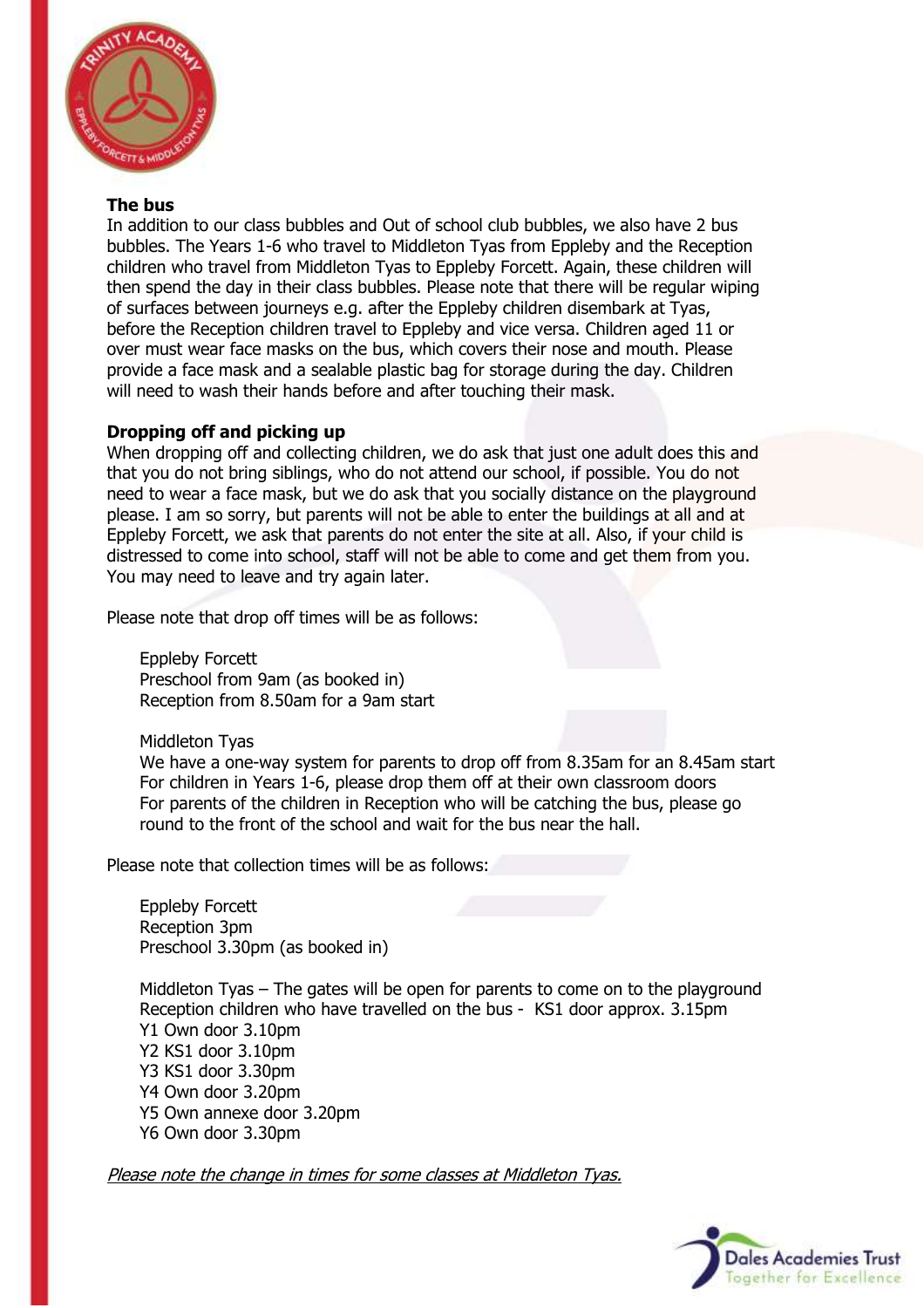**The bus**

In addition to our class bubbles and Out of school club bubbles, we also have 2 bus bubbles. The Years 1-6 who travel to Middleton Tyas from Eppleby and the Reception children who travel from Middleton Tyas to Eppleby Forcett. Again, these children will then spend the day in their class bubbles. Please note that there will be regular wiping of surfaces between journeys e.g. after the Eppleby children disembark at Tyas, before the Reception children travel to Eppleby and vice versa. Children aged 11 or over must wear face masks on the bus, which covers their nose and mouth. Please provide a face mask and a sealable plastic bag for storage during the day. Children will need to wash their hands before and after touching their mask.

**Dropping off and picking up**

When dropping off and collecting children, we do ask that just one adult does this and that you do not bring siblings, who do not attend our school, if possible. You do not need to wear a face mask, but we do ask that you socially distance on the playground please. I am so sorry, but parents will not be able to enter the buildings at all and at Eppleby Forcett, we ask that parents do not enter the site at all. Also, if your child is distressed to come into school, staff will not be able to come and get them from you. You may need to leave and try again later.

Please note that drop off times will be as follows:

Eppleby Forcett
Preschool from 9am (as booked in)
Reception from 8.50am for a 9am start

Middleton Tyas
We have a one-way system for parents to drop off from 8.35am for an 8.45am start
For children in Years 1-6, please drop them off at their own classroom doors
For parents of the children in Reception who will be catching the bus, please go round to the front of the school and wait for the bus near the hall.

Please note that collection times will be as follows:

Eppleby Forcett
Reception 3pm
Preschool 3.30pm (as booked in)

Middleton Tyas – The gates will be open for parents to come on to the playground
Reception children who have travelled on the bus - KS1 door approx. 3.15pm
Y1 Own door 3.10pm
Y2 KS1 door 3.10pm
Y3 KS1 door 3.30pm
Y4 Own door 3.20pm
Y5 Own annexe door 3.20pm
Y6 Own door 3.30pm

*Please note the change in times for some classes at Middleton Tyas.*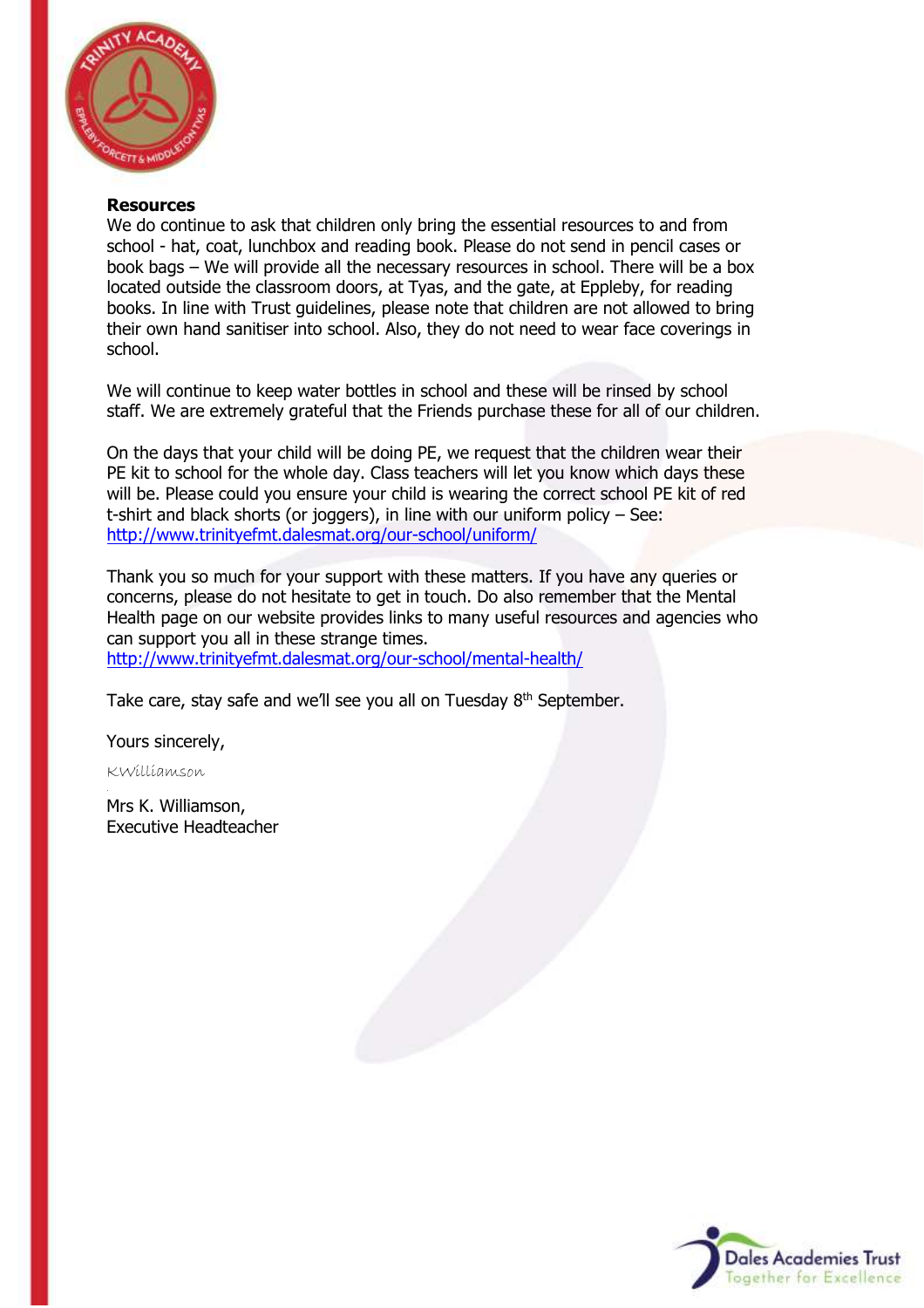**Resources**

We do continue to ask that children only bring the essential resources to and from school - hat, coat, lunchbox and reading book. Please do not send in pencil cases or book bags – We will provide all the necessary resources in school. There will be a box located outside the classroom doors, at Tyas, and the gate, at Eppleby, for reading books. In line with Trust guidelines, please note that children are not allowed to bring their own hand sanitiser into school. Also, they do not need to wear face coverings in school.

We will continue to keep water bottles in school and these will be rinsed by school staff. We are extremely grateful that the Friends purchase these for all of our children.

On the days that your child will be doing PE, we request that the children wear their PE kit to school for the whole day. Class teachers will let you know which days these will be. Please could you ensure your child is wearing the correct school PE kit of red t-shirt and black shorts (or joggers), in line with our uniform policy – See: http://www.trinityefmt.dalesmat.org/our-school/uniform/

Thank you so much for your support with these matters. If you have any queries or concerns, please do not hesitate to get in touch. Do also remember that the Mental Health page on our website provides links to many useful resources and agencies who can support you all in these strange times.
http://www.trinityefmt.dalesmat.org/our-school/mental-health/

Take care, stay safe and we'll see you all on Tuesday 8th September.

Yours sincerely,

KWilliamson

Mrs K. Williamson,
Executive Headteacher